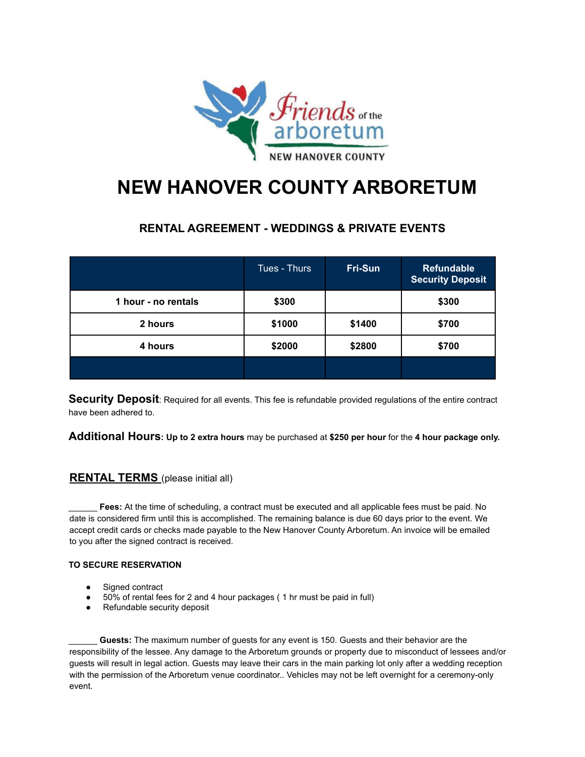# NEW HANOVER COUNTY ARBORETUM

## RENTAL AGREEMENT - WEDDINGS & PRIVATE EVENTS

| | Tues - Thurs | Fri-Sun | Refundable Security Deposit |
|---|---|---|---|
| **1 hour - no rentals** | **$300** | | **$300** |
| **2 hours** | **$1000** | **$1400** | **$700** |
| **4 hours** | **$2000** | **$2800** | **$700** |
| | | | |

**Security Deposit**: Required for all events. This fee is refundable provided regulations of the entire contract have been adhered to.

**Additional Hours: Up to 2 extra hours** may be purchased at **$250 per hour** for the **4 hour package only.**

### RENTAL TERMS (please initial all)

______ **Fees:** At the time of scheduling, a contract must be executed and all applicable fees must be paid. No date is considered firm until this is accomplished. The remaining balance is due 60 days prior to the event. We accept credit cards or checks made payable to the New Hanover County Arboretum. An invoice will be emailed to you after the signed contract is received.

**TO SECURE RESERVATION**

- Signed contract
- 50% of rental fees for 2 and 4 hour packages ( 1 hr must be paid in full)
- Refundable security deposit

______ **Guests:** The maximum number of guests for any event is 150. Guests and their behavior are the responsibility of the lessee. Any damage to the Arboretum grounds or property due to misconduct of lessees and/or guests will result in legal action. Guests may leave their cars in the main parking lot only after a wedding reception with the permission of the Arboretum venue coordinator.. Vehicles may not be left overnight for a ceremony-only event.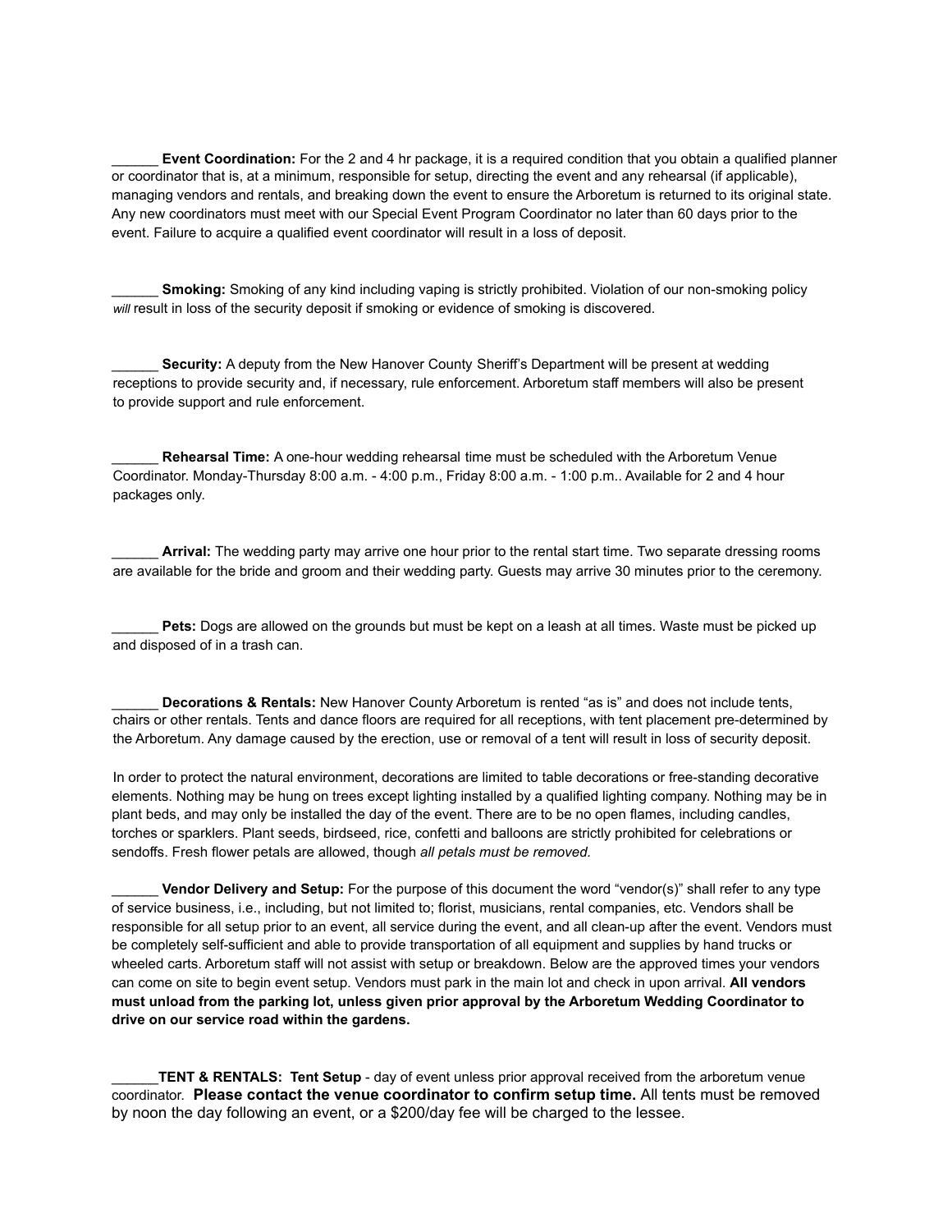______ **Event Coordination:** For the 2 and 4 hr package, it is a required condition that you obtain a qualified planner or coordinator that is, at a minimum, responsible for setup, directing the event and any rehearsal (if applicable), managing vendors and rentals, and breaking down the event to ensure the Arboretum is returned to its original state. Any new coordinators must meet with our Special Event Program Coordinator no later than 60 days prior to the event. Failure to acquire a qualified event coordinator will result in a loss of deposit.

______ **Smoking:** Smoking of any kind including vaping is strictly prohibited. Violation of our non-smoking policy *will* result in loss of the security deposit if smoking or evidence of smoking is discovered.

______ **Security:** A deputy from the New Hanover County Sheriff's Department will be present at wedding receptions to provide security and, if necessary, rule enforcement. Arboretum staff members will also be present to provide support and rule enforcement.

______ **Rehearsal Time:** A one-hour wedding rehearsal time must be scheduled with the Arboretum Venue Coordinator. Monday-Thursday 8:00 a.m. - 4:00 p.m., Friday 8:00 a.m. - 1:00 p.m.. Available for 2 and 4 hour packages only.

______ **Arrival:** The wedding party may arrive one hour prior to the rental start time. Two separate dressing rooms are available for the bride and groom and their wedding party. Guests may arrive 30 minutes prior to the ceremony.

______ **Pets:** Dogs are allowed on the grounds but must be kept on a leash at all times. Waste must be picked up and disposed of in a trash can.

______ **Decorations & Rentals:** New Hanover County Arboretum is rented "as is" and does not include tents, chairs or other rentals. Tents and dance floors are required for all receptions, with tent placement pre-determined by the Arboretum. Any damage caused by the erection, use or removal of a tent will result in loss of security deposit.

In order to protect the natural environment, decorations are limited to table decorations or free-standing decorative elements. Nothing may be hung on trees except lighting installed by a qualified lighting company. Nothing may be in plant beds, and may only be installed the day of the event. There are to be no open flames, including candles, torches or sparklers. Plant seeds, birdseed, rice, confetti and balloons are strictly prohibited for celebrations or sendoffs. Fresh flower petals are allowed, though *all petals must be removed.*

______ **Vendor Delivery and Setup:** For the purpose of this document the word "vendor(s)" shall refer to any type of service business, i.e., including, but not limited to; florist, musicians, rental companies, etc. Vendors shall be responsible for all setup prior to an event, all service during the event, and all clean-up after the event. Vendors must be completely self-sufficient and able to provide transportation of all equipment and supplies by hand trucks or wheeled carts. Arboretum staff will not assist with setup or breakdown. Below are the approved times your vendors can come on site to begin event setup. Vendors must park in the main lot and check in upon arrival. **All vendors must unload from the parking lot, unless given prior approval by the Arboretum Wedding Coordinator to drive on our service road within the gardens.**

______**TENT & RENTALS: Tent Setup** - day of event unless prior approval received from the arboretum venue coordinator. **Please contact the venue coordinator to confirm setup time.** All tents must be removed by noon the day following an event, or a $200/day fee will be charged to the lessee.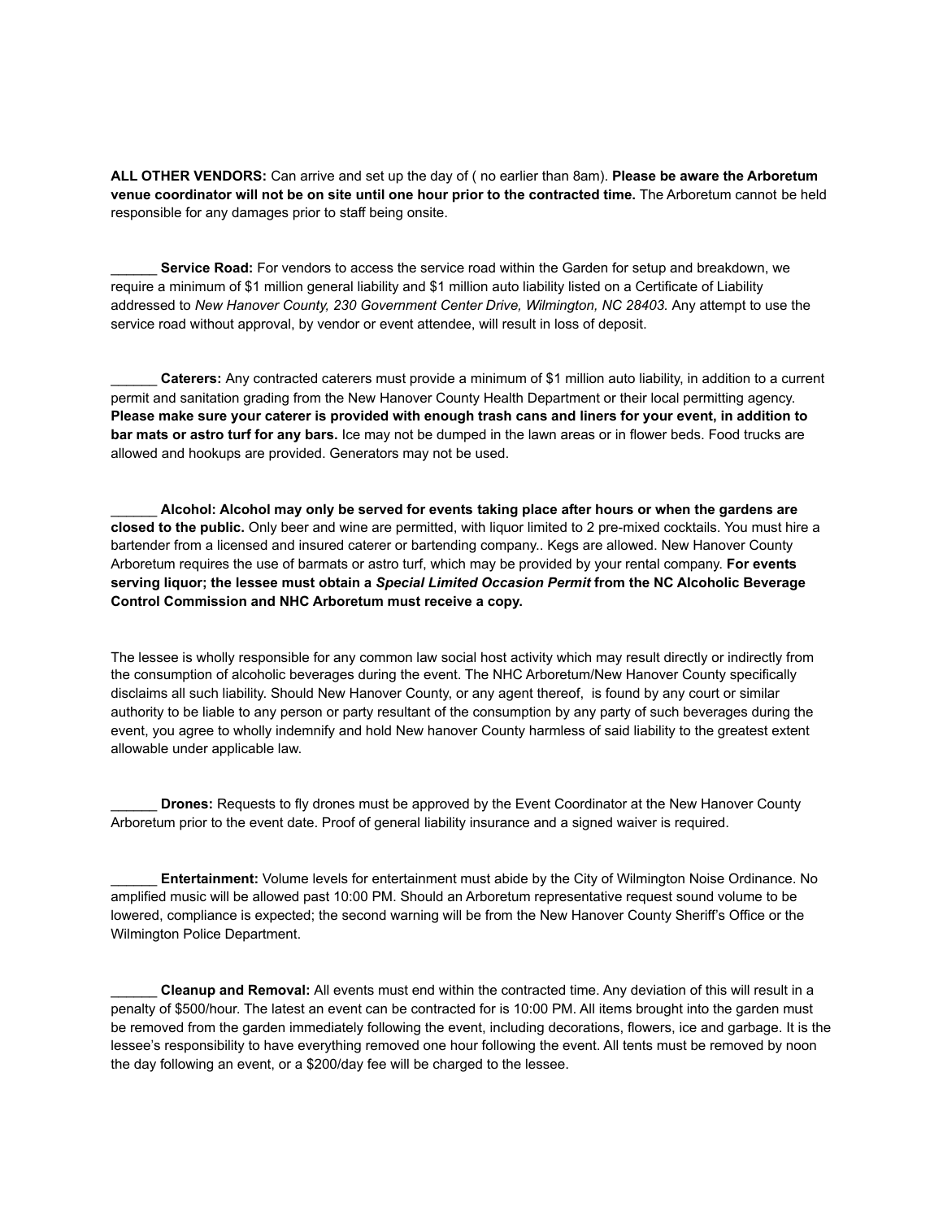**ALL OTHER VENDORS:** Can arrive and set up the day of ( no earlier than 8am). **Please be aware the Arboretum venue coordinator will not be on site until one hour prior to the contracted time.** The Arboretum cannot be held responsible for any damages prior to staff being onsite.

______ **Service Road:** For vendors to access the service road within the Garden for setup and breakdown, we require a minimum of $1 million general liability and $1 million auto liability listed on a Certificate of Liability addressed to *New Hanover County, 230 Government Center Drive, Wilmington, NC 28403.* Any attempt to use the service road without approval, by vendor or event attendee, will result in loss of deposit.

______ **Caterers:** Any contracted caterers must provide a minimum of $1 million auto liability, in addition to a current permit and sanitation grading from the New Hanover County Health Department or their local permitting agency. **Please make sure your caterer is provided with enough trash cans and liners for your event, in addition to bar mats or astro turf for any bars.** Ice may not be dumped in the lawn areas or in flower beds. Food trucks are allowed and hookups are provided. Generators may not be used.

______ **Alcohol: Alcohol may only be served for events taking place after hours or when the gardens are closed to the public.** Only beer and wine are permitted, with liquor limited to 2 pre-mixed cocktails. You must hire a bartender from a licensed and insured caterer or bartending company.. Kegs are allowed. New Hanover County Arboretum requires the use of barmats or astro turf, which may be provided by your rental company. **For events serving liquor; the lessee must obtain a *Special Limited Occasion Permit* from the NC Alcoholic Beverage Control Commission and NHC Arboretum must receive a copy.**

The lessee is wholly responsible for any common law social host activity which may result directly or indirectly from the consumption of alcoholic beverages during the event. The NHC Arboretum/New Hanover County specifically disclaims all such liability. Should New Hanover County, or any agent thereof, is found by any court or similar authority to be liable to any person or party resultant of the consumption by any party of such beverages during the event, you agree to wholly indemnify and hold New hanover County harmless of said liability to the greatest extent allowable under applicable law.

______ **Drones:** Requests to fly drones must be approved by the Event Coordinator at the New Hanover County Arboretum prior to the event date. Proof of general liability insurance and a signed waiver is required.

______ **Entertainment:** Volume levels for entertainment must abide by the City of Wilmington Noise Ordinance. No amplified music will be allowed past 10:00 PM. Should an Arboretum representative request sound volume to be lowered, compliance is expected; the second warning will be from the New Hanover County Sheriff's Office or the Wilmington Police Department.

______ **Cleanup and Removal:** All events must end within the contracted time. Any deviation of this will result in a penalty of $500/hour. The latest an event can be contracted for is 10:00 PM. All items brought into the garden must be removed from the garden immediately following the event, including decorations, flowers, ice and garbage. It is the lessee's responsibility to have everything removed one hour following the event. All tents must be removed by noon the day following an event, or a $200/day fee will be charged to the lessee.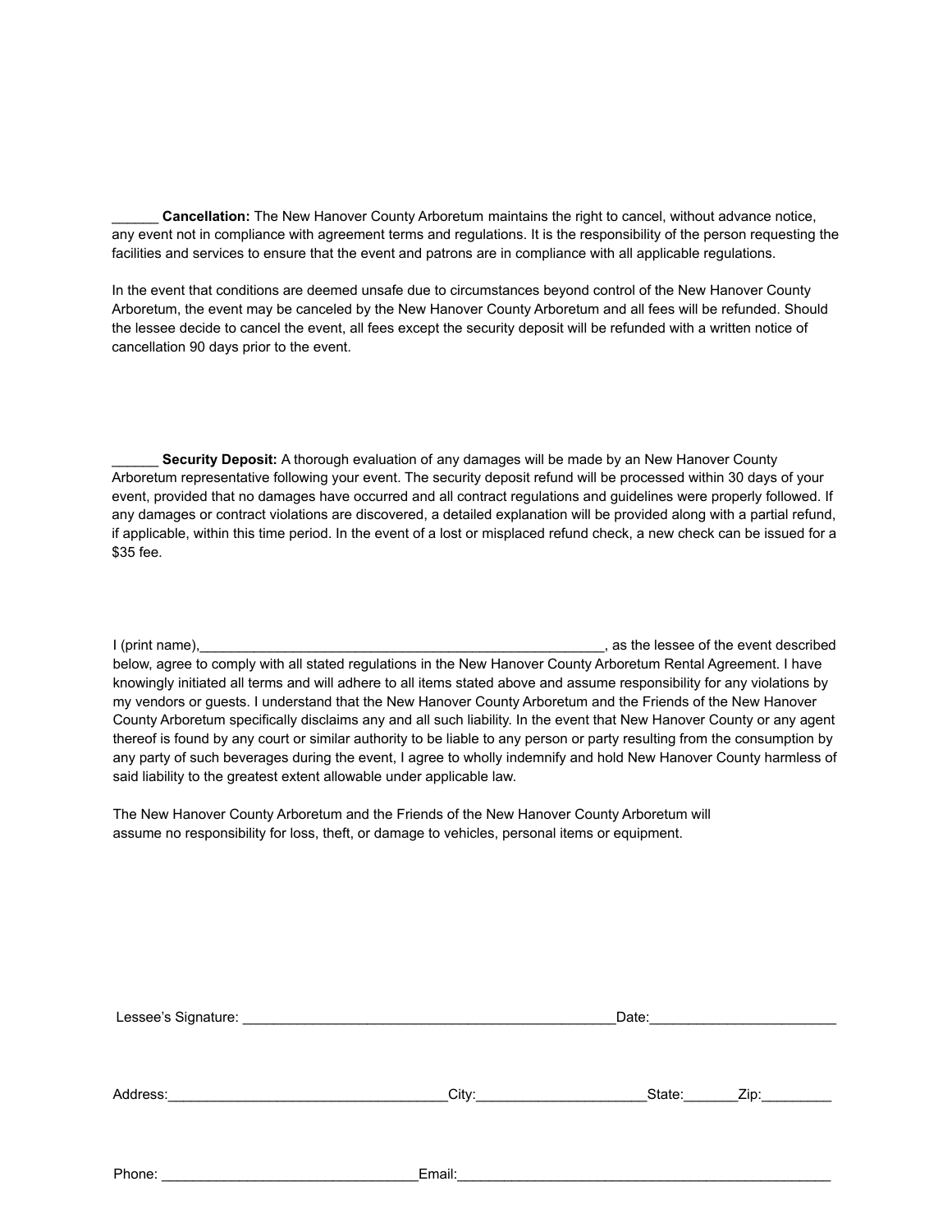______ **Cancellation:** The New Hanover County Arboretum maintains the right to cancel, without advance notice, any event not in compliance with agreement terms and regulations. It is the responsibility of the person requesting the facilities and services to ensure that the event and patrons are in compliance with all applicable regulations.

In the event that conditions are deemed unsafe due to circumstances beyond control of the New Hanover County Arboretum, the event may be canceled by the New Hanover County Arboretum and all fees will be refunded. Should the lessee decide to cancel the event, all fees except the security deposit will be refunded with a written notice of cancellation 90 days prior to the event.

______ **Security Deposit:** A thorough evaluation of any damages will be made by an New Hanover County Arboretum representative following your event. The security deposit refund will be processed within 30 days of your event, provided that no damages have occurred and all contract regulations and guidelines were properly followed. If any damages or contract violations are discovered, a detailed explanation will be provided along with a partial refund, if applicable, within this time period. In the event of a lost or misplaced refund check, a new check can be issued for a $35 fee.

I (print name),_____________________________________________________, as the lessee of the event described below, agree to comply with all stated regulations in the New Hanover County Arboretum Rental Agreement. I have knowingly initiated all terms and will adhere to all items stated above and assume responsibility for any violations by my vendors or guests. I understand that the New Hanover County Arboretum and the Friends of the New Hanover County Arboretum specifically disclaims any and all such liability. In the event that New Hanover County or any agent thereof is found by any court or similar authority to be liable to any person or party resulting from the consumption by any party of such beverages during the event, I agree to wholly indemnify and hold New Hanover County harmless of said liability to the greatest extent allowable under applicable law.

The New Hanover County Arboretum and the Friends of the New Hanover County Arboretum will assume no responsibility for loss, theft, or damage to vehicles, personal items or equipment.

Lessee's Signature: _________________________________________________Date:________________________

Address:____________________________________City:______________________State:_______Zip:_________

Phone: _________________________________Email:__________________________________________________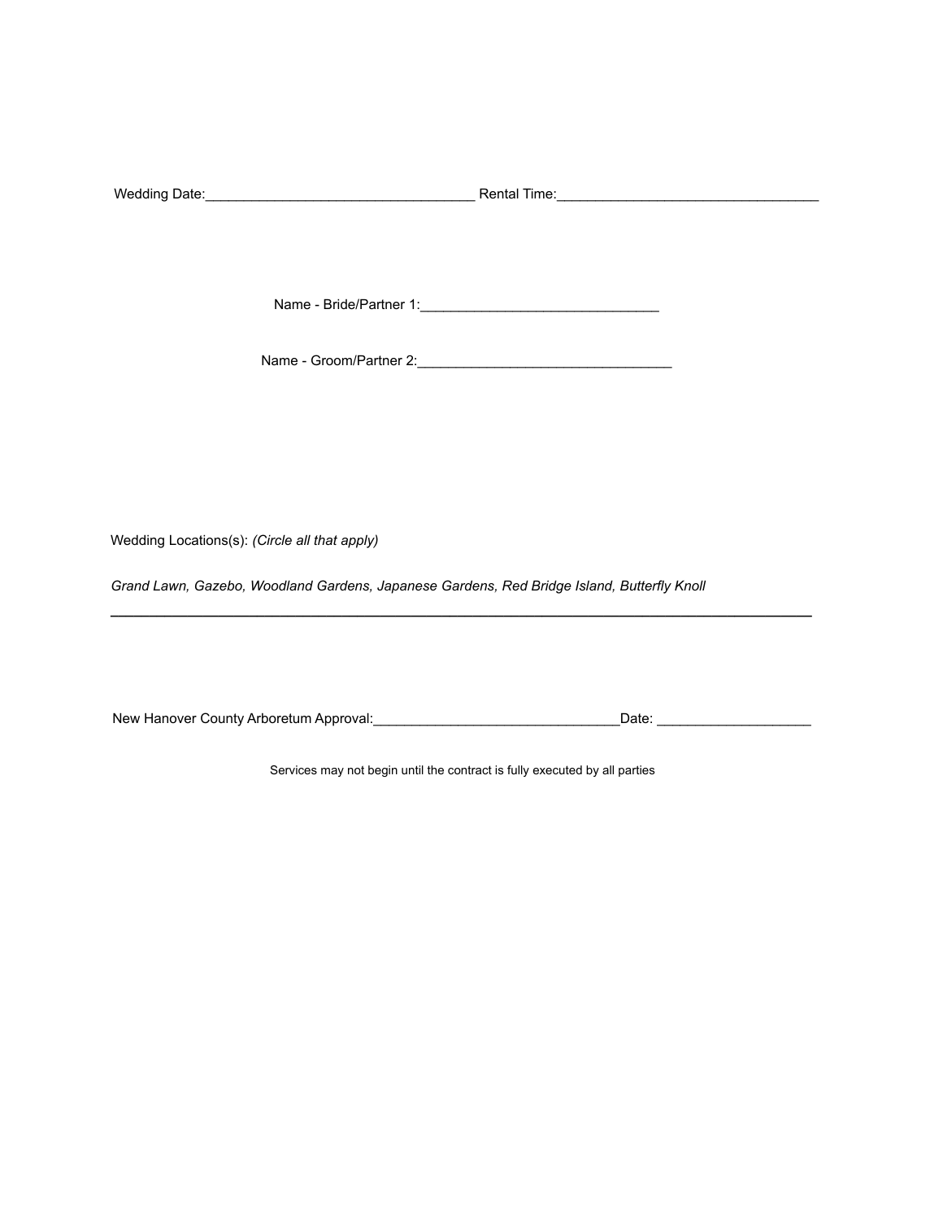Wedding Date:___________________________________ Rental Time:_________________________________

Name - Bride/Partner 1:______________________________

Name - Groom/Partner 2:________________________________

Wedding Locations(s): *(Circle all that apply)*

*Grand Lawn, Gazebo, Woodland Gardens, Japanese Gardens, Red Bridge Island, Butterfly Knoll*

---

New Hanover County Arboretum Approval:________________________________Date: ___________________

Services may not begin until the contract is fully executed by all parties